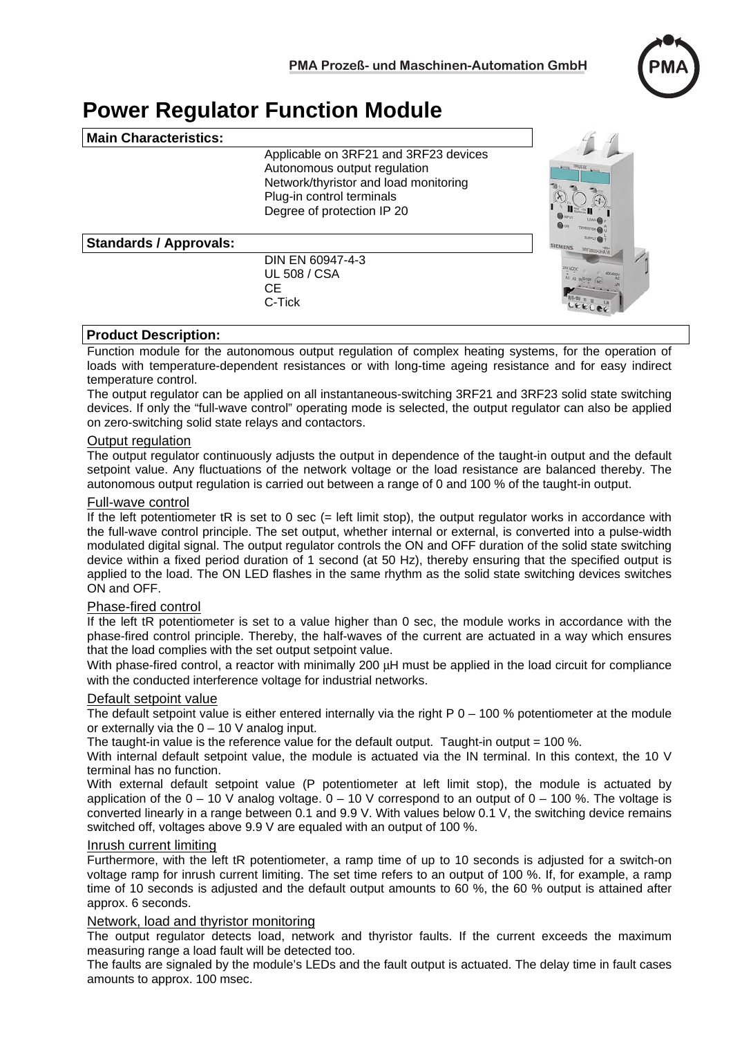PMA Prozeß- und Maschinen-Automation GmbH

# Power Regulator Function Module

**Main Characteristics:**

Applicable on 3RF21 and 3RF23 devices
Autonomous output regulation
Network/thyristor and load monitoring
Plug-in control terminals
Degree of protection IP 20

**Standards / Approvals:**

DIN EN 60947-4-3
UL 508 / CSA
CE
C-Tick

**Product Description:**

Function module for the autonomous output regulation of complex heating systems, for the operation of loads with temperature-dependent resistances or with long-time ageing resistance and for easy indirect temperature control.

The output regulator can be applied on all instantaneous-switching 3RF21 and 3RF23 solid state switching devices. If only the "full-wave control" operating mode is selected, the output regulator can also be applied on zero-switching solid state relays and contactors.

## Output regulation

The output regulator continuously adjusts the output in dependence of the taught-in output and the default setpoint value. Any fluctuations of the network voltage or the load resistance are balanced thereby. The autonomous output regulation is carried out between a range of 0 and 100 % of the taught-in output.

## Full-wave control

If the left potentiometer tR is set to 0 sec (= left limit stop), the output regulator works in accordance with the full-wave control principle. The set output, whether internal or external, is converted into a pulse-width modulated digital signal. The output regulator controls the ON and OFF duration of the solid state switching device within a fixed period duration of 1 second (at 50 Hz), thereby ensuring that the specified output is applied to the load. The ON LED flashes in the same rhythm as the solid state switching devices switches ON and OFF.

## Phase-fired control

If the left tR potentiometer is set to a value higher than 0 sec, the module works in accordance with the phase-fired control principle. Thereby, the half-waves of the current are actuated in a way which ensures that the load complies with the set output setpoint value.

With phase-fired control, a reactor with minimally 200 μH must be applied in the load circuit for compliance with the conducted interference voltage for industrial networks.

## Default setpoint value

The default setpoint value is either entered internally via the right P 0 – 100 % potentiometer at the module or externally via the 0 – 10 V analog input.

The taught-in value is the reference value for the default output. Taught-in output = 100 %.

With internal default setpoint value, the module is actuated via the IN terminal. In this context, the 10 V terminal has no function.

With external default setpoint value (P potentiometer at left limit stop), the module is actuated by application of the 0 – 10 V analog voltage. 0 – 10 V correspond to an output of 0 – 100 %. The voltage is converted linearly in a range between 0.1 and 9.9 V. With values below 0.1 V, the switching device remains switched off, voltages above 9.9 V are equaled with an output of 100 %.

## Inrush current limiting

Furthermore, with the left tR potentiometer, a ramp time of up to 10 seconds is adjusted for a switch-on voltage ramp for inrush current limiting. The set time refers to an output of 100 %. If, for example, a ramp time of 10 seconds is adjusted and the default output amounts to 60 %, the 60 % output is attained after approx. 6 seconds.

## Network, load and thyristor monitoring

The output regulator detects load, network and thyristor faults. If the current exceeds the maximum measuring range a load fault will be detected too.

The faults are signaled by the module's LEDs and the fault output is actuated. The delay time in fault cases amounts to approx. 100 msec.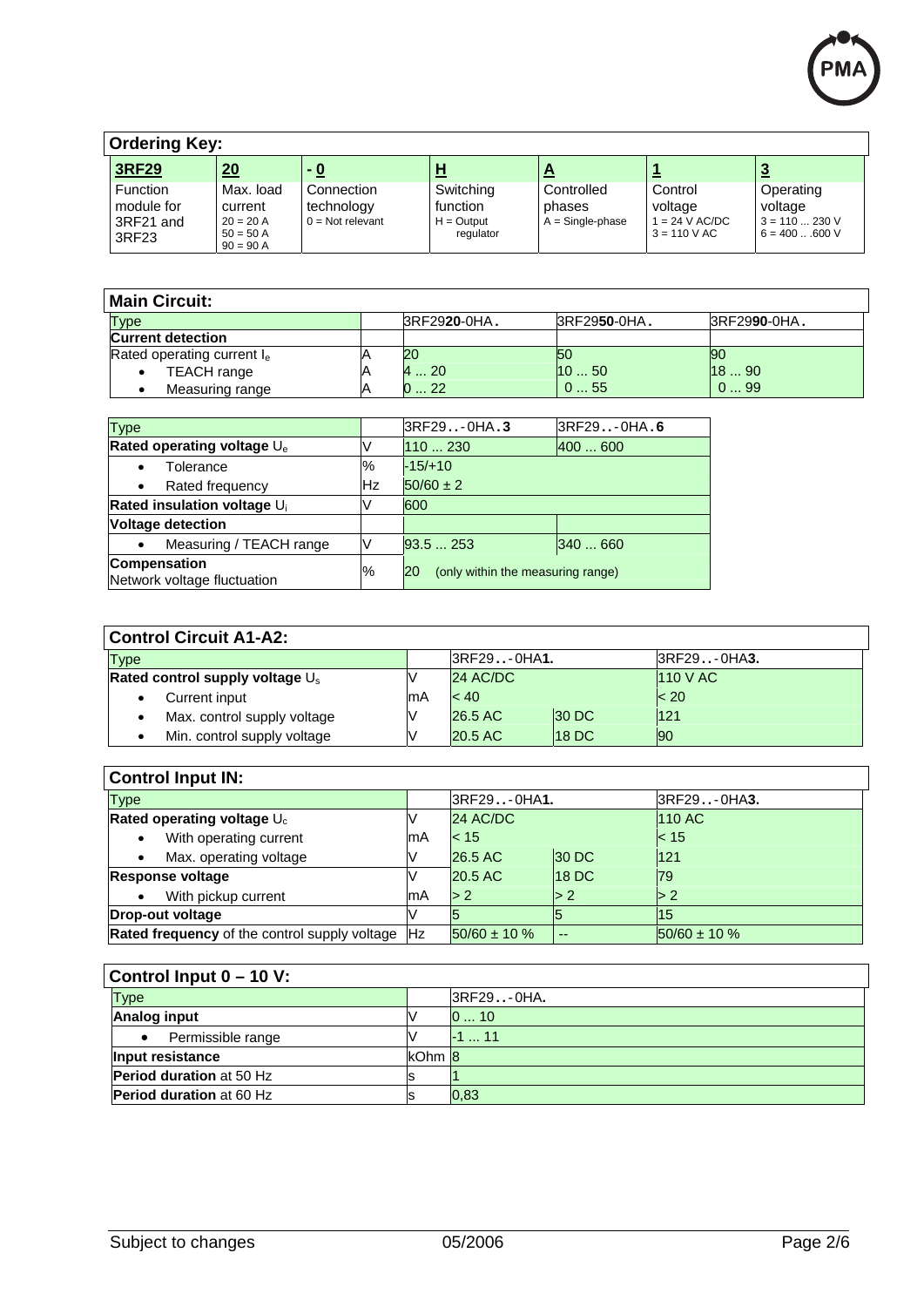## Ordering Key:

| 3RF29 | 20 | - 0 | H | A | 1 | 3 |
|---|---|---|---|---|---|---|
| Function module for 3RF21 and 3RF23 | Max. load current<br>20 = 20 A<br>50 = 50 A<br>90 = 90 A | Connection technology<br>0 = Not relevant | Switching function<br>H = Output regulator | Controlled phases<br>A = Single-phase | Control voltage<br>1 = 24 V AC/DC<br>3 = 110 V AC | Operating voltage<br>3 = 110 ... 230 V<br>6 = 400 .. .600 V |

## Main Circuit:

| Type | | 3RF29**20**-0HA**.** | 3RF29**50**-0HA**.** | 3RF29**90**-0HA**.** |
|---|---|---|---|---|
| **Current detection** | | | | |
| Rated operating current $I_e$ | A | 20 | 50 | 90 |
| • TEACH range | A | 4 ... 20 | 10 ... 50 | 18 ... 90 |
| • Measuring range | A | 0 ... 22 | 0 ... 55 | 0 ... 99 |

| Type | | 3RF29**..**-0HA**.3** | 3RF29**..**-0HA**.6** |
|---|---|---|---|
| **Rated operating voltage** $U_e$ | V | 110 ... 230 | 400 ... 600 |
| • Tolerance | % | -15/+10 | |
| • Rated frequency | Hz | 50/60 ± 2 | |
| **Rated insulation voltage** $U_i$ | V | 600 | |
| **Voltage detection** | | | |
| • Measuring / TEACH range | V | 93.5 ... 253 | 340 ... 660 |
| **Compensation**<br>Network voltage fluctuation | % | 20 (only within the measuring range) | |

## Control Circuit A1-A2:

| Type | | 3RF29**..**-0HA**1.** | | 3RF29**..**-0HA**3.** |
|---|---|---|---|---|
| **Rated control supply voltage** $U_s$ | V | 24 AC/DC | | 110 V AC |
| • Current input | mA | < 40 | | < 20 |
| • Max. control supply voltage | V | 26.5 AC | 30 DC | 121 |
| • Min. control supply voltage | V | 20.5 AC | 18 DC | 90 |

## Control Input IN:

| Type | | 3RF29**..**-0HA**1.** | | 3RF29**..**-0HA**3.** |
|---|---|---|---|---|
| **Rated operating voltage** $U_c$ | V | 24 AC/DC | | 110 AC |
| • With operating current | mA | < 15 | | < 15 |
| • Max. operating voltage | V | 26.5 AC | 30 DC | 121 |
| **Response voltage** | V | 20.5 AC | 18 DC | 79 |
| • With pickup current | mA | > 2 | > 2 | > 2 |
| **Drop-out voltage** | V | 5 | 5 | 15 |
| **Rated frequency** of the control supply voltage | Hz | 50/60 ± 10 % | -- | 50/60 ± 10 % |

## Control Input 0 – 10 V:

| Type | | 3RF29**..**-0HA**.** |
|---|---|---|
| **Analog input** | V | 0 ... 10 |
| • Permissible range | V | -1 ... 11 |
| **Input resistance** | kOhm | 8 |
| **Period duration** at 50 Hz | s | 1 |
| **Period duration** at 60 Hz | s | 0,83 |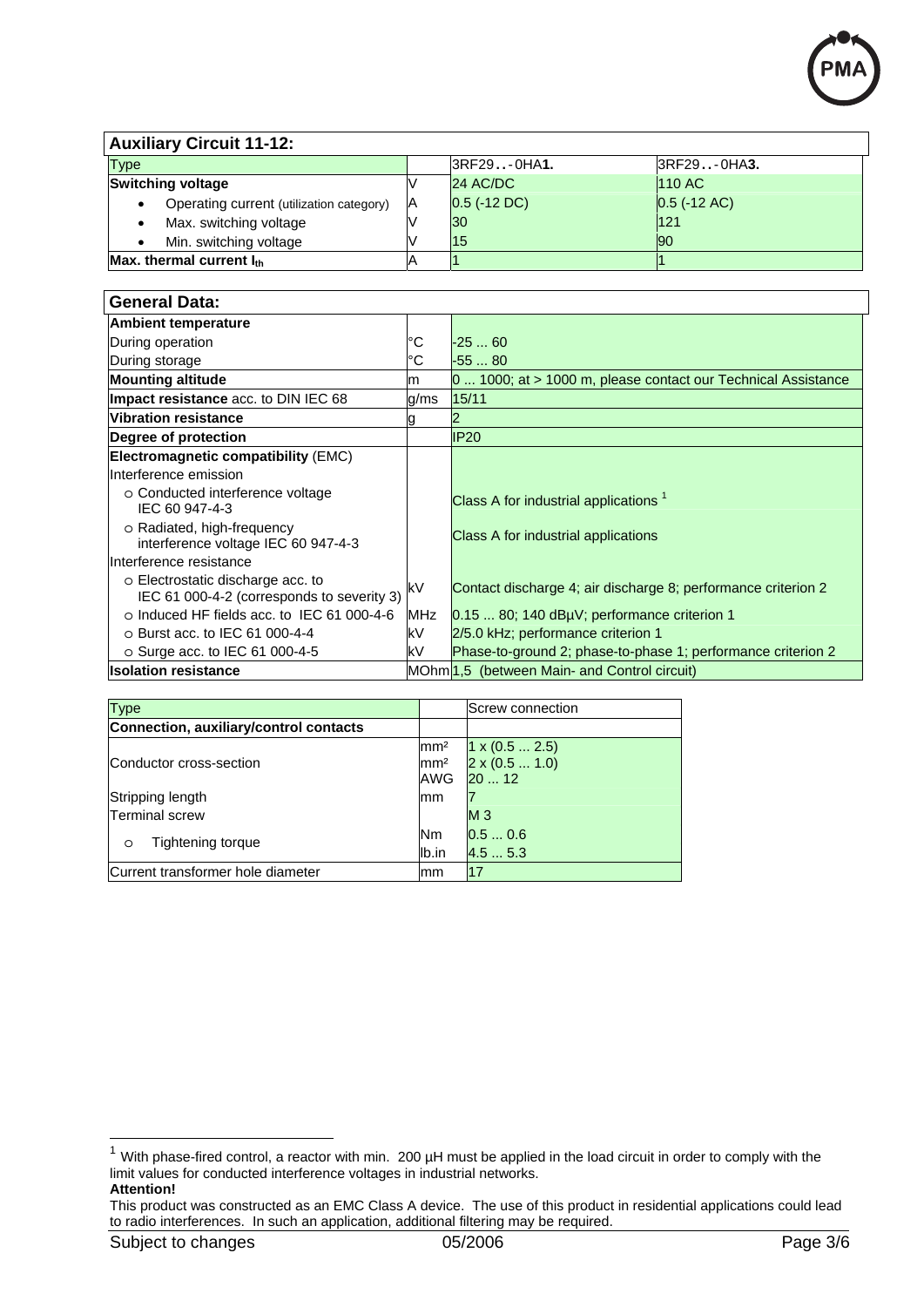## Auxiliary Circuit 11-12:

| Type | | 3RF29 . . - 0HA**1.** | 3RF29 . . - 0HA**3.** |
|---|---|---|---|
| **Switching voltage** | V | 24 AC/DC | 110 AC |
| • Operating current (utilization category) | A | 0.5 (-12 DC) | 0.5 (-12 AC) |
| • Max. switching voltage | V | 30 | 121 |
| • Min. switching voltage | V | 15 | 90 |
| **Max. thermal current $I_{th}$** | A | 1 | 1 |

## General Data:

| | | |
|---|---|---|
| **Ambient temperature** | | |
| During operation | °C | -25 ... 60 |
| During storage | °C | -55 ... 80 |
| **Mounting altitude** | m | 0 ... 1000; at > 1000 m, please contact our Technical Assistance |
| **Impact resistance** acc. to DIN IEC 68 | g/ms | 15/11 |
| **Vibration resistance** | g | 2 |
| **Degree of protection** | | IP20 |
| **Electromagnetic compatibility** (EMC) | | |
| Interference emission | | |
| ○ Conducted interference voltage IEC 60 947-4-3 | | Class A for industrial applications [1] |
| ○ Radiated, high-frequency interference voltage IEC 60 947-4-3 | | Class A for industrial applications |
| Interference resistance | | |
| ○ Electrostatic discharge acc. to IEC 61 000-4-2 (corresponds to severity 3) | kV | Contact discharge 4; air discharge 8; performance criterion 2 |
| ○ Induced HF fields acc. to IEC 61 000-4-6 | MHz | 0.15 ... 80; 140 dBµV; performance criterion 1 |
| ○ Burst acc. to IEC 61 000-4-4 | kV | 2/5.0 kHz; performance criterion 1 |
| ○ Surge acc. to IEC 61 000-4-5 | kV | Phase-to-ground 2; phase-to-phase 1; performance criterion 2 |
| **Isolation resistance** | MOhm | 1,5 (between Main- and Control circuit) |

| Type | | Screw connection |
|---|---|---|
| **Connection, auxiliary/control contacts** | | |
| Conductor cross-section | mm² | 1 x (0.5 ... 2.5) |
| | mm² | 2 x (0.5 ... 1.0) |
| | AWG | 20 ... 12 |
| Stripping length | mm | 7 |
| Terminal screw | | M 3 |
| ○ Tightening torque | Nm | 0.5 ... 0.6 |
| | lb.in | 4.5 ... 5.3 |
| Current transformer hole diameter | mm | 17 |

---

[1] With phase-fired control, a reactor with min. 200 µH must be applied in the load circuit in order to comply with the limit values for conducted interference voltages in industrial networks.

**Attention!**

This product was constructed as an EMC Class A device. The use of this product in residential applications could lead to radio interferences. In such an application, additional filtering may be required.

Subject to changes 05/2006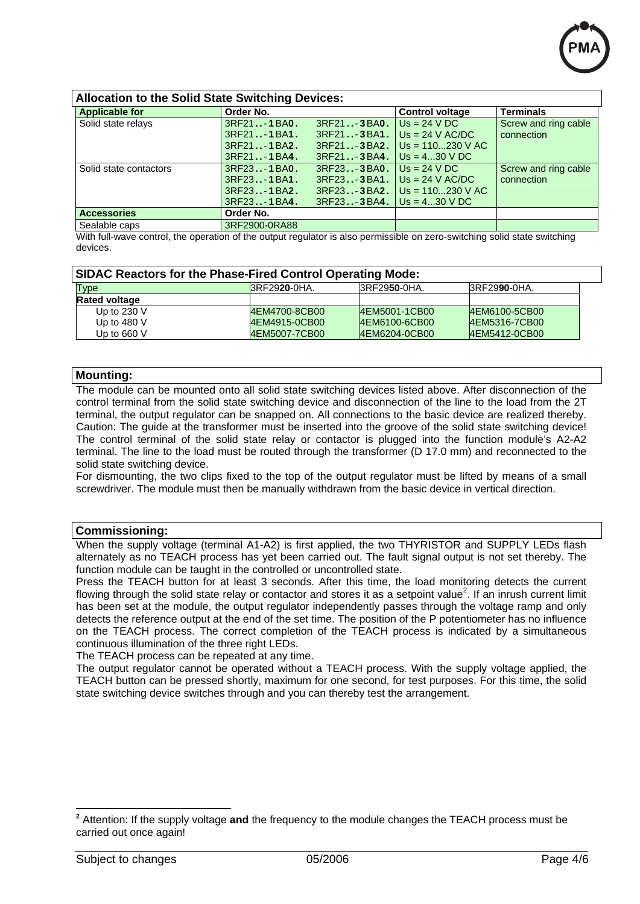### Allocation to the Solid State Switching Devices:

| Applicable for | Order No. | | Control voltage | Terminals |
|---|---|---|---|---|
| Solid state relays | 3RF21..-**1**BA**0**. | 3RF21..-**3**BA**0**. | Us = 24 V DC | Screw and ring cable connection |
| | 3RF21..-**1**BA**1**. | 3RF21..-**3**BA**1**. | Us = 24 V AC/DC | |
| | 3RF21..-**1**BA**2**. | 3RF21..-**3**BA**2**. | Us = 110...230 V AC | |
| | 3RF21..-**1**BA**4**. | 3RF21..-**3**BA**4**. | Us = 4...30 V DC | |
| Solid state contactors | 3RF23..-**1**BA**0**. | 3RF23..-**3**BA**0**. | Us = 24 V DC | Screw and ring cable connection |
| | 3RF23..-**1**BA**1**. | 3RF23..-**3**BA**1**. | Us = 24 V AC/DC | |
| | 3RF23..-**1**BA**2**. | 3RF23..-**3**BA**2**. | Us = 110...230 V AC | |
| | 3RF23..-**1**BA**4**. | 3RF23..-**3**BA**4**. | Us = 4...30 V DC | |
| **Accessories** | **Order No.** | | | |
| Sealable caps | 3RF2900-0RA88 | | | |

With full-wave control, the operation of the output regulator is also permissible on zero-switching solid state switching devices.

### SIDAC Reactors for the Phase-Fired Control Operating Mode:

| Type | 3RF29**20**-0HA. | 3RF29**50**-0HA. | 3RF29**90**-0HA. |
|---|---|---|---|
| **Rated voltage** | | | |
| Up to 230 V | 4EM4700-8CB00 | 4EM5001-1CB00 | 4EM6100-5CB00 |
| Up to 480 V | 4EM4915-0CB00 | 4EM6100-6CB00 | 4EM5316-7CB00 |
| Up to 660 V | 4EM5007-7CB00 | 4EM6204-0CB00 | 4EM5412-0CB00 |

### Mounting:

The module can be mounted onto all solid state switching devices listed above. After disconnection of the control terminal from the solid state switching device and disconnection of the line to the load from the 2T terminal, the output regulator can be snapped on. All connections to the basic device are realized thereby. Caution: The guide at the transformer must be inserted into the groove of the solid state switching device! The control terminal of the solid state relay or contactor is plugged into the function module's A2-A2 terminal. The line to the load must be routed through the transformer (D 17.0 mm) and reconnected to the solid state switching device.

For dismounting, the two clips fixed to the top of the output regulator must be lifted by means of a small screwdriver. The module must then be manually withdrawn from the basic device in vertical direction.

### Commissioning:

When the supply voltage (terminal A1-A2) is first applied, the two THYRISTOR and SUPPLY LEDs flash alternately as no TEACH process has yet been carried out. The fault signal output is not set thereby. The function module can be taught in the controlled or uncontrolled state.

Press the TEACH button for at least 3 seconds. After this time, the load monitoring detects the current flowing through the solid state relay or contactor and stores it as a setpoint value[2]. If an inrush current limit has been set at the module, the output regulator independently passes through the voltage ramp and only detects the reference output at the end of the set time. The position of the P potentiometer has no influence on the TEACH process. The correct completion of the TEACH process is indicated by a simultaneous continuous illumination of the three right LEDs.

The TEACH process can be repeated at any time.

The output regulator cannot be operated without a TEACH process. With the supply voltage applied, the TEACH button can be pressed shortly, maximum for one second, for test purposes. For this time, the solid state switching device switches through and you can thereby test the arrangement.

[2] Attention: If the supply voltage **and** the frequency to the module changes the TEACH process must be carried out once again!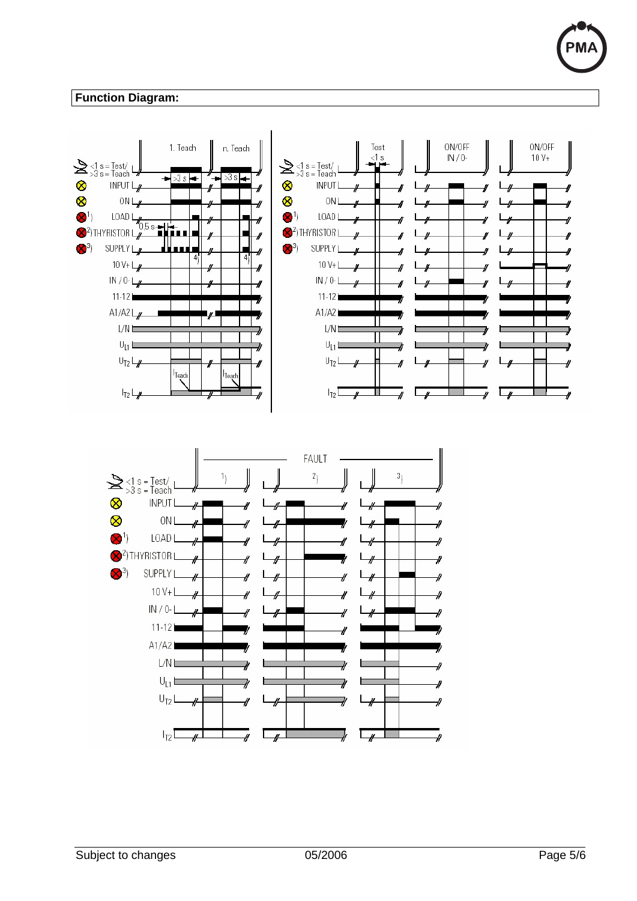## Function Diagram:

1. Teach | n. Teach

<1 s = Test/
>3 s = Teach

>3 s | >3 s

INPUT

ON

LOAD [1]

THYRISTOR [2]

SUPPLY [3]

0,5 s

4) | 4)

10 V+

IN / 0-

11-12

A1/A2

L/N

$U_{L1}$

$U_{T2}$

$I_{Teach}$ | $I_{Teach}$

$I_{T2}$

Test <1 s | ON/OFF IN / 0- | ON/OFF 10 V+

<1 s = Test/
>3 s = Teach

INPUT

ON

LOAD [1]

THYRISTOR [2]

SUPPLY [3]

10 V+

IN / 0-

11-12

A1/A2

L/N

$U_{L1}$

$U_{T2}$

$I_{T2}$

FAULT

1) | 2) | 3)

<1 s = Test/
>3 s = Teach

INPUT

ON

LOAD [1]

THYRISTOR [2]

SUPPLY [3]

10 V+

IN / 0-

11-12

A1/A2

L/N

$U_{L1}$

$U_{T2}$

$I_{T2}$

Subject to changes 05/2006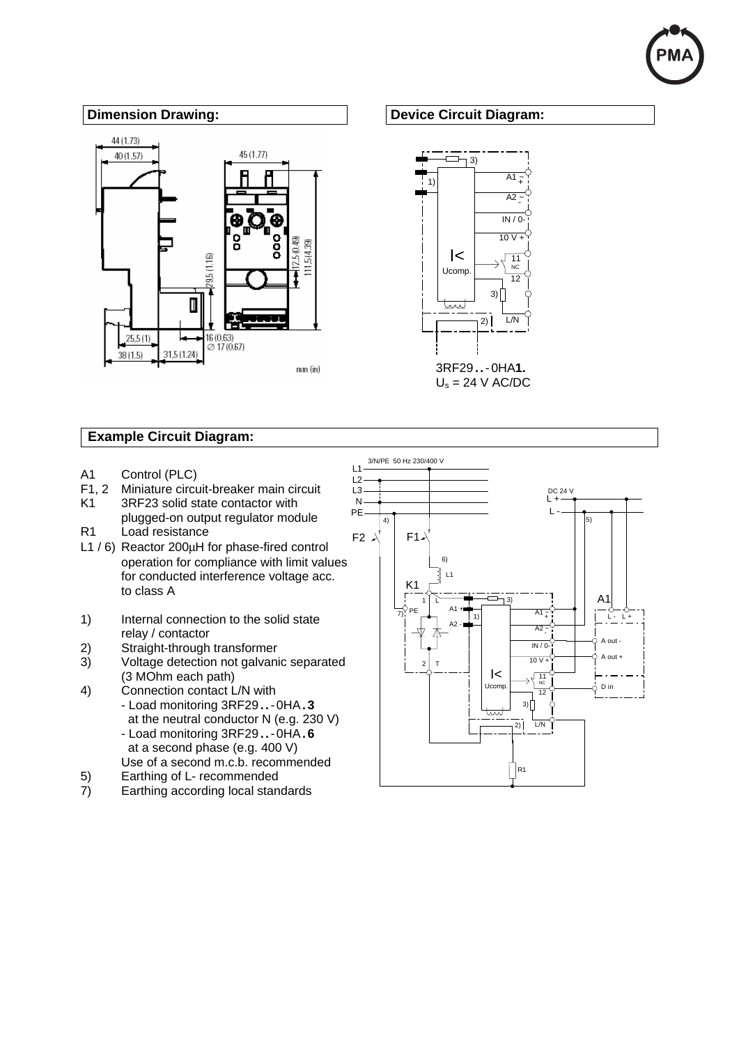## Dimension Drawing:

44 (1.73)
40 (1.57)
45 (1.77)
29,5 (1.16)
12,5 (0.49)
111,5 (4.39)
25,5 (1)
38 (1.5)
31,5 (1.24)
16 (0.63)
∅ 17 (0.67)
mm (in)

## Device Circuit Diagram:

3)
1)
A1 ~ +
A2 ~ -
IN / 0-
10 V +
I<
Ucomp.
11 NC
12
3)
2)
L/N

3RF29**..**-0HA**1.**
$U_s$ = 24 V AC/DC

## Example Circuit Diagram:

A1 Control (PLC)
F1, 2 Miniature circuit-breaker main circuit
K1 3RF23 solid state contactor with plugged-on output regulator module
R1 Load resistance
L1 / 6) Reactor 200µH for phase-fired control operation for compliance with limit values for conducted interference voltage acc. to class A

1) Internal connection to the solid state relay / contactor
2) Straight-through transformer
3) Voltage detection not galvanic separated (3 MOhm each path)
4) Connection contact L/N with
 - Load monitoring 3RF29**..**-0HA**.3** at the neutral conductor N (e.g. 230 V)
 - Load monitoring 3RF29**..**-0HA**.6** at a second phase (e.g. 400 V)
 Use of a second m.c.b. recommended
5) Earthing of L- recommended
7) Earthing according local standards

3/N/PE 50 Hz 230/400 V
L1
L2
L3
N
PE
DC 24 V
L +
L -
4)
5)
F2
F1
6)
L1
K1
1 L
7) PE
2 T
A1 +
A2 -
1)
3)
A1 ~ +
A2 ~ -
IN / 0-
10 V +
I<
Ucomp.
11 NC
12
3)
2)
L/N
A1
L - L +
A out -
A out +
D in
R1